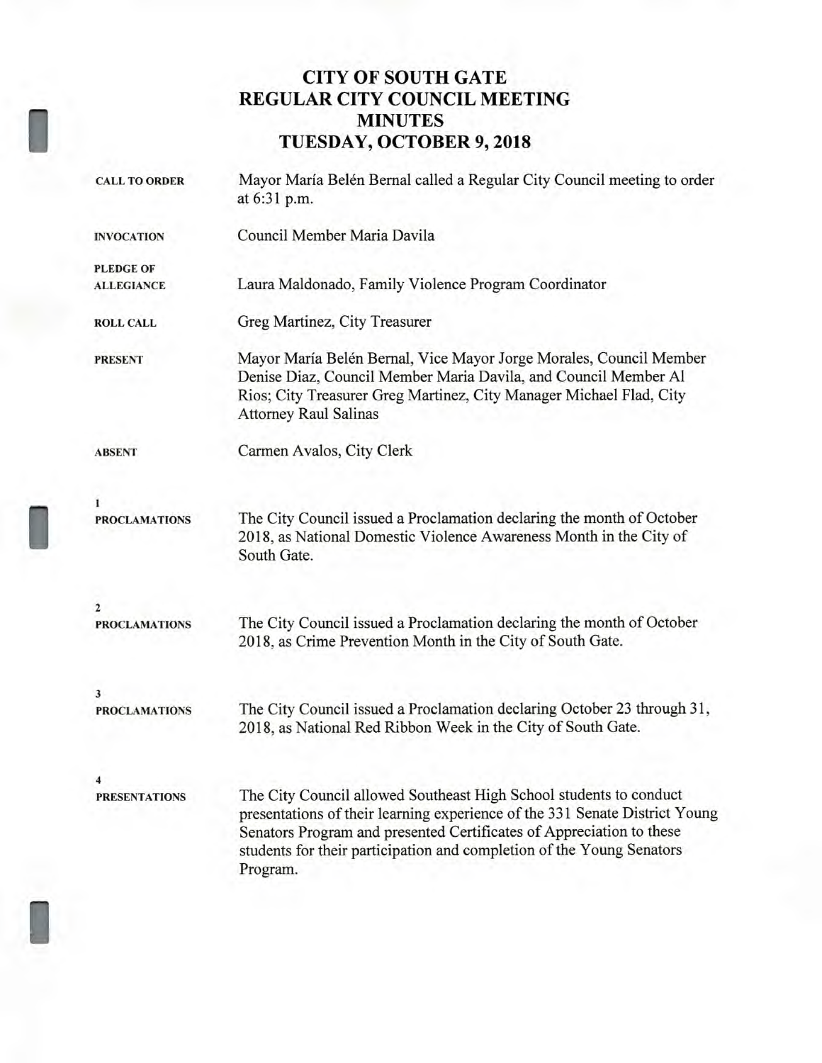# CITY OF SOUTH GATE
# REGULAR CITY COUNCIL MEETING
# MINUTES
# TUESDAY, OCTOBER 9, 2018

**CALL TO ORDER**

Mayor María Belén Bernal called a Regular City Council meeting to order at 6:31 p.m.

**INVOCATION**

Council Member Maria Davila

**PLEDGE OF ALLEGIANCE**

Laura Maldonado, Family Violence Program Coordinator

**ROLL CALL**

Greg Martinez, City Treasurer

**PRESENT**

Mayor María Belén Bernal, Vice Mayor Jorge Morales, Council Member Denise Diaz, Council Member Maria Davila, and Council Member Al Rios; City Treasurer Greg Martinez, City Manager Michael Flad, City Attorney Raul Salinas

**ABSENT**

Carmen Avalos, City Clerk

**1**
**PROCLAMATIONS**

The City Council issued a Proclamation declaring the month of October 2018, as National Domestic Violence Awareness Month in the City of South Gate.

**2**
**PROCLAMATIONS**

The City Council issued a Proclamation declaring the month of October 2018, as Crime Prevention Month in the City of South Gate.

**3**
**PROCLAMATIONS**

The City Council issued a Proclamation declaring October 23 through 31, 2018, as National Red Ribbon Week in the City of South Gate.

**4**
**PRESENTATIONS**

The City Council allowed Southeast High School students to conduct presentations of their learning experience of the 331 Senate District Young Senators Program and presented Certificates of Appreciation to these students for their participation and completion of the Young Senators Program.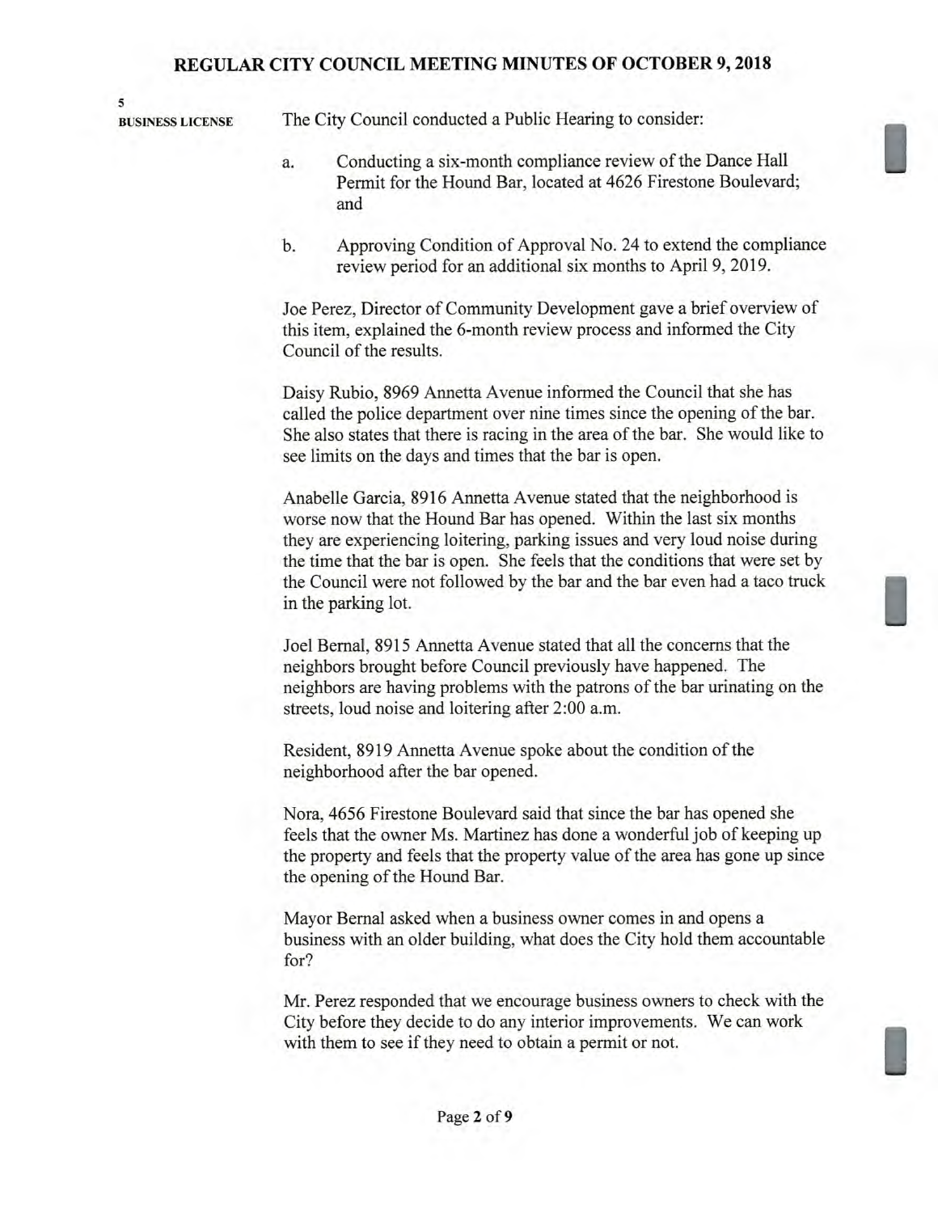**5**
**BUSINESS LICENSE**

The City Council conducted a Public Hearing to consider:

a. Conducting a six-month compliance review of the Dance Hall Permit for the Hound Bar, located at 4626 Firestone Boulevard; and

b. Approving Condition of Approval No. 24 to extend the compliance review period for an additional six months to April 9, 2019.

Joe Perez, Director of Community Development gave a brief overview of this item, explained the 6-month review process and informed the City Council of the results.

Daisy Rubio, 8969 Annetta Avenue informed the Council that she has called the police department over nine times since the opening of the bar. She also states that there is racing in the area of the bar. She would like to see limits on the days and times that the bar is open.

Anabelle Garcia, 8916 Annetta Avenue stated that the neighborhood is worse now that the Hound Bar has opened. Within the last six months they are experiencing loitering, parking issues and very loud noise during the time that the bar is open. She feels that the conditions that were set by the Council were not followed by the bar and the bar even had a taco truck in the parking lot.

Joel Bernal, 8915 Annetta Avenue stated that all the concerns that the neighbors brought before Council previously have happened. The neighbors are having problems with the patrons of the bar urinating on the streets, loud noise and loitering after 2:00 a.m.

Resident, 8919 Annetta Avenue spoke about the condition of the neighborhood after the bar opened.

Nora, 4656 Firestone Boulevard said that since the bar has opened she feels that the owner Ms. Martinez has done a wonderful job of keeping up the property and feels that the property value of the area has gone up since the opening of the Hound Bar.

Mayor Bernal asked when a business owner comes in and opens a business with an older building, what does the City hold them accountable for?

Mr. Perez responded that we encourage business owners to check with the City before they decide to do any interior improvements. We can work with them to see if they need to obtain a permit or not.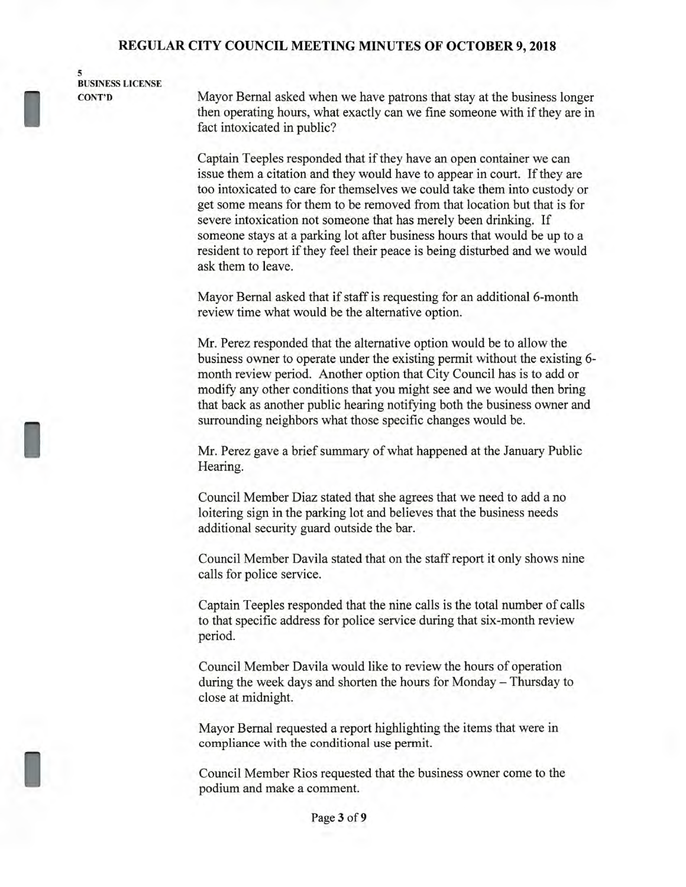**5**
**BUSINESS LICENSE**
**CONT'D**

Mayor Bernal asked when we have patrons that stay at the business longer then operating hours, what exactly can we fine someone with if they are in fact intoxicated in public?

Captain Teeples responded that if they have an open container we can issue them a citation and they would have to appear in court. If they are too intoxicated to care for themselves we could take them into custody or get some means for them to be removed from that location but that is for severe intoxication not someone that has merely been drinking. If someone stays at a parking lot after business hours that would be up to a resident to report if they feel their peace is being disturbed and we would ask them to leave.

Mayor Bernal asked that if staff is requesting for an additional 6-month review time what would be the alternative option.

Mr. Perez responded that the alternative option would be to allow the business owner to operate under the existing permit without the existing 6-month review period. Another option that City Council has is to add or modify any other conditions that you might see and we would then bring that back as another public hearing notifying both the business owner and surrounding neighbors what those specific changes would be.

Mr. Perez gave a brief summary of what happened at the January Public Hearing.

Council Member Diaz stated that she agrees that we need to add a no loitering sign in the parking lot and believes that the business needs additional security guard outside the bar.

Council Member Davila stated that on the staff report it only shows nine calls for police service.

Captain Teeples responded that the nine calls is the total number of calls to that specific address for police service during that six-month review period.

Council Member Davila would like to review the hours of operation during the week days and shorten the hours for Monday – Thursday to close at midnight.

Mayor Bernal requested a report highlighting the items that were in compliance with the conditional use permit.

Council Member Rios requested that the business owner come to the podium and make a comment.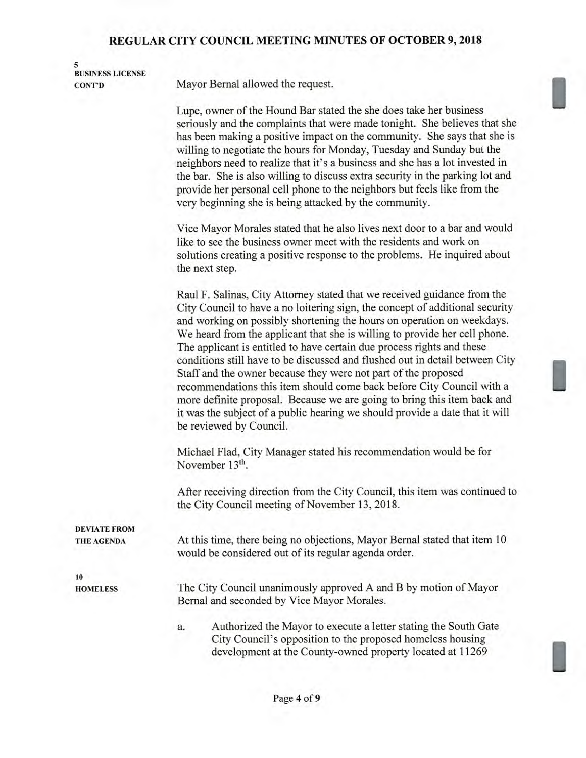**5**
**BUSINESS LICENSE**
**CONT'D**

Mayor Bernal allowed the request.

Lupe, owner of the Hound Bar stated the she does take her business seriously and the complaints that were made tonight. She believes that she has been making a positive impact on the community. She says that she is willing to negotiate the hours for Monday, Tuesday and Sunday but the neighbors need to realize that it's a business and she has a lot invested in the bar. She is also willing to discuss extra security in the parking lot and provide her personal cell phone to the neighbors but feels like from the very beginning she is being attacked by the community.

Vice Mayor Morales stated that he also lives next door to a bar and would like to see the business owner meet with the residents and work on solutions creating a positive response to the problems. He inquired about the next step.

Raul F. Salinas, City Attorney stated that we received guidance from the City Council to have a no loitering sign, the concept of additional security and working on possibly shortening the hours on operation on weekdays. We heard from the applicant that she is willing to provide her cell phone. The applicant is entitled to have certain due process rights and these conditions still have to be discussed and flushed out in detail between City Staff and the owner because they were not part of the proposed recommendations this item should come back before City Council with a more definite proposal. Because we are going to bring this item back and it was the subject of a public hearing we should provide a date that it will be reviewed by Council.

Michael Flad, City Manager stated his recommendation would be for November 13th.

After receiving direction from the City Council, this item was continued to the City Council meeting of November 13, 2018.

**DEVIATE FROM THE AGENDA**

At this time, there being no objections, Mayor Bernal stated that item 10 would be considered out of its regular agenda order.

**10**
**HOMELESS**

The City Council unanimously approved A and B by motion of Mayor Bernal and seconded by Vice Mayor Morales.

a. Authorized the Mayor to execute a letter stating the South Gate City Council's opposition to the proposed homeless housing development at the County-owned property located at 11269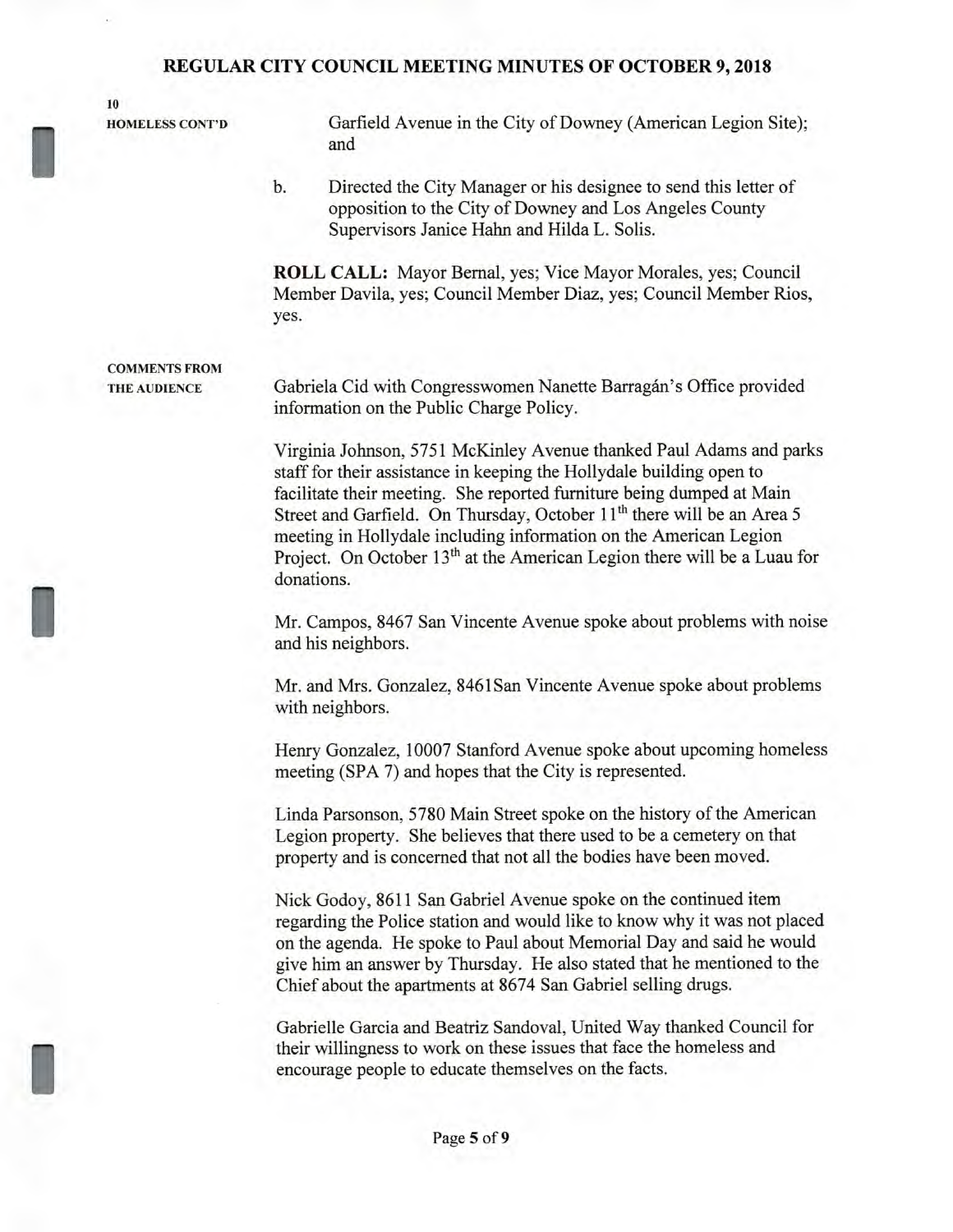**10**

**HOMELESS CONT'D**

Garfield Avenue in the City of Downey (American Legion Site); and

b. Directed the City Manager or his designee to send this letter of opposition to the City of Downey and Los Angeles County Supervisors Janice Hahn and Hilda L. Solis.

**ROLL CALL:** Mayor Bernal, yes; Vice Mayor Morales, yes; Council Member Davila, yes; Council Member Diaz, yes; Council Member Rios, yes.

**COMMENTS FROM THE AUDIENCE**

Gabriela Cid with Congresswomen Nanette Barragán's Office provided information on the Public Charge Policy.

Virginia Johnson, 5751 McKinley Avenue thanked Paul Adams and parks staff for their assistance in keeping the Hollydale building open to facilitate their meeting. She reported furniture being dumped at Main Street and Garfield. On Thursday, October 11th there will be an Area 5 meeting in Hollydale including information on the American Legion Project. On October 13th at the American Legion there will be a Luau for donations.

Mr. Campos, 8467 San Vincente Avenue spoke about problems with noise and his neighbors.

Mr. and Mrs. Gonzalez, 8461San Vincente Avenue spoke about problems with neighbors.

Henry Gonzalez, 10007 Stanford Avenue spoke about upcoming homeless meeting (SPA 7) and hopes that the City is represented.

Linda Parsonson, 5780 Main Street spoke on the history of the American Legion property. She believes that there used to be a cemetery on that property and is concerned that not all the bodies have been moved.

Nick Godoy, 8611 San Gabriel Avenue spoke on the continued item regarding the Police station and would like to know why it was not placed on the agenda. He spoke to Paul about Memorial Day and said he would give him an answer by Thursday. He also stated that he mentioned to the Chief about the apartments at 8674 San Gabriel selling drugs.

Gabrielle Garcia and Beatriz Sandoval, United Way thanked Council for their willingness to work on these issues that face the homeless and encourage people to educate themselves on the facts.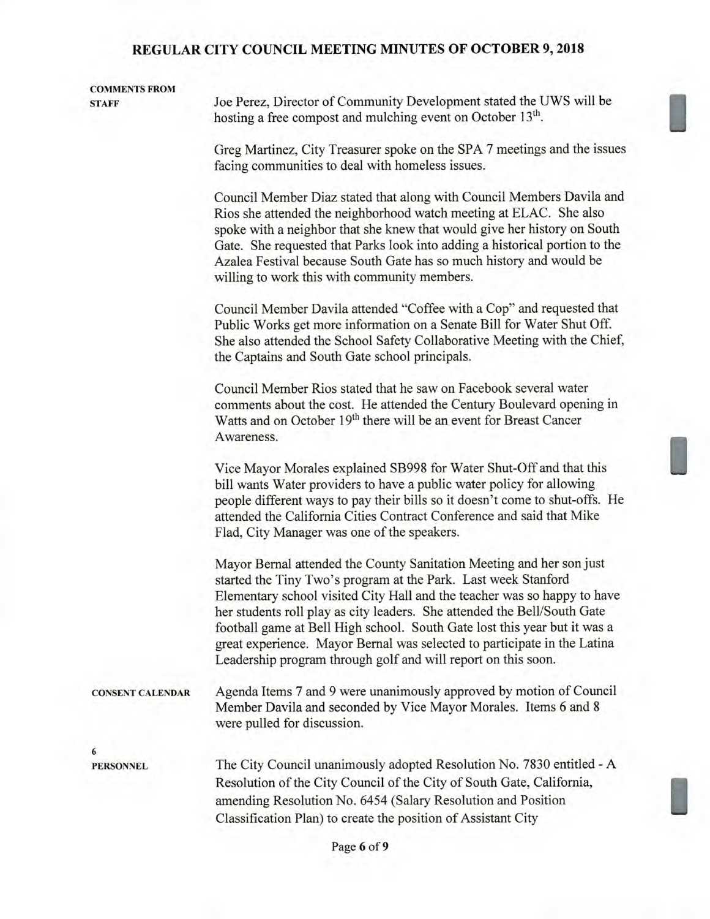**COMMENTS FROM STAFF**

Joe Perez, Director of Community Development stated the UWS will be hosting a free compost and mulching event on October 13th.

Greg Martinez, City Treasurer spoke on the SPA 7 meetings and the issues facing communities to deal with homeless issues.

Council Member Diaz stated that along with Council Members Davila and Rios she attended the neighborhood watch meeting at ELAC. She also spoke with a neighbor that she knew that would give her history on South Gate. She requested that Parks look into adding a historical portion to the Azalea Festival because South Gate has so much history and would be willing to work this with community members.

Council Member Davila attended "Coffee with a Cop" and requested that Public Works get more information on a Senate Bill for Water Shut Off. She also attended the School Safety Collaborative Meeting with the Chief, the Captains and South Gate school principals.

Council Member Rios stated that he saw on Facebook several water comments about the cost. He attended the Century Boulevard opening in Watts and on October 19th there will be an event for Breast Cancer Awareness.

Vice Mayor Morales explained SB998 for Water Shut-Off and that this bill wants Water providers to have a public water policy for allowing people different ways to pay their bills so it doesn't come to shut-offs. He attended the California Cities Contract Conference and said that Mike Flad, City Manager was one of the speakers.

Mayor Bernal attended the County Sanitation Meeting and her son just started the Tiny Two's program at the Park. Last week Stanford Elementary school visited City Hall and the teacher was so happy to have her students roll play as city leaders. She attended the Bell/South Gate football game at Bell High school. South Gate lost this year but it was a great experience. Mayor Bernal was selected to participate in the Latina Leadership program through golf and will report on this soon.

**CONSENT CALENDAR**

Agenda Items 7 and 9 were unanimously approved by motion of Council Member Davila and seconded by Vice Mayor Morales. Items 6 and 8 were pulled for discussion.

**6**
**PERSONNEL**

The City Council unanimously adopted Resolution No. 7830 entitled - A Resolution of the City Council of the City of South Gate, California, amending Resolution No. 6454 (Salary Resolution and Position Classification Plan) to create the position of Assistant City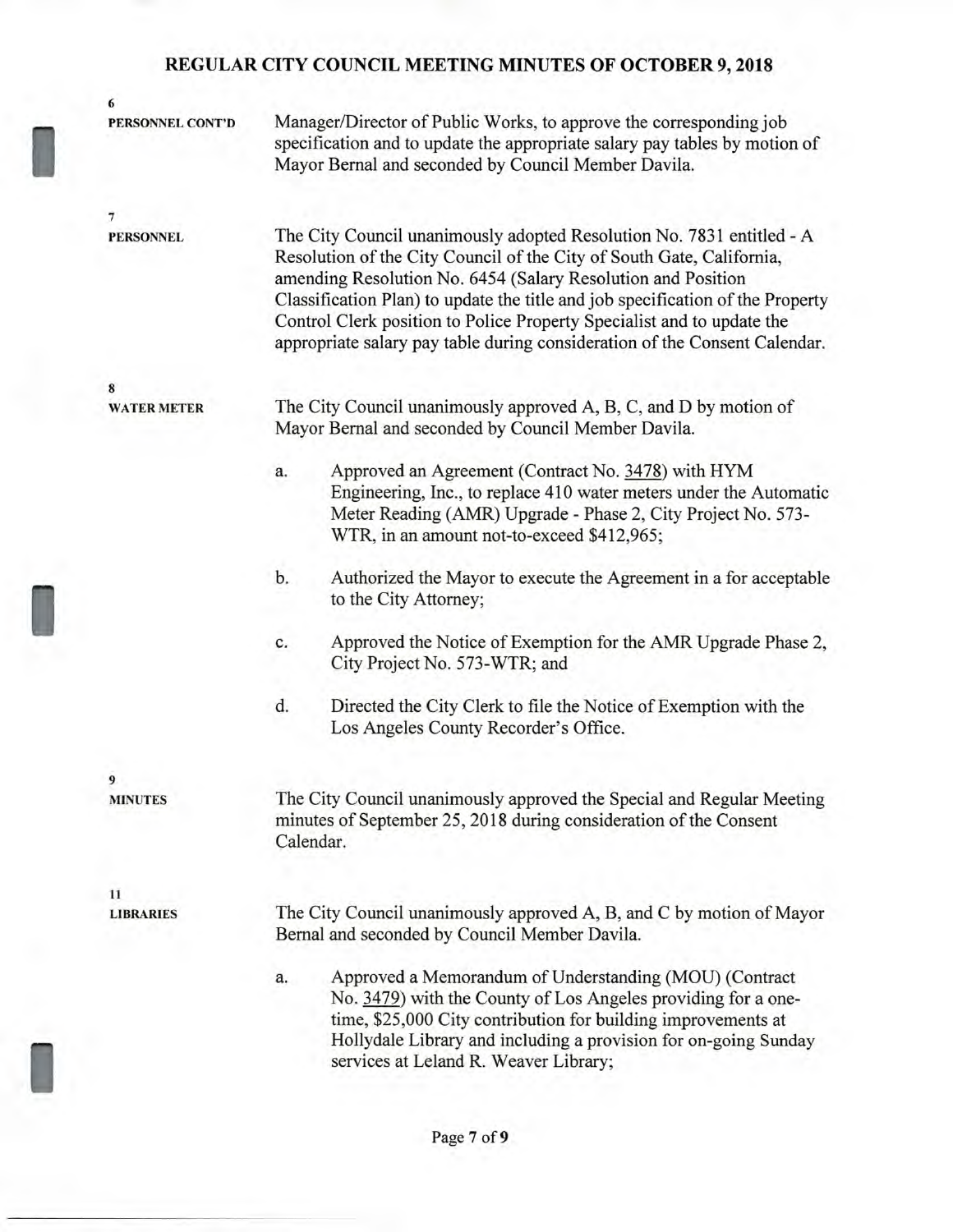**6**
**PERSONNEL CONT'D**

Manager/Director of Public Works, to approve the corresponding job specification and to update the appropriate salary pay tables by motion of Mayor Bernal and seconded by Council Member Davila.

**7**
**PERSONNEL**

The City Council unanimously adopted Resolution No. 7831 entitled - A Resolution of the City Council of the City of South Gate, California, amending Resolution No. 6454 (Salary Resolution and Position Classification Plan) to update the title and job specification of the Property Control Clerk position to Police Property Specialist and to update the appropriate salary pay table during consideration of the Consent Calendar.

**8**
**WATER METER**

The City Council unanimously approved A, B, C, and D by motion of Mayor Bernal and seconded by Council Member Davila.

a. Approved an Agreement (Contract No. 3478) with HYM Engineering, Inc., to replace 410 water meters under the Automatic Meter Reading (AMR) Upgrade - Phase 2, City Project No. 573-WTR, in an amount not-to-exceed $412,965;

b. Authorized the Mayor to execute the Agreement in a for acceptable to the City Attorney;

c. Approved the Notice of Exemption for the AMR Upgrade Phase 2, City Project No. 573-WTR; and

d. Directed the City Clerk to file the Notice of Exemption with the Los Angeles County Recorder's Office.

**9**
**MINUTES**

The City Council unanimously approved the Special and Regular Meeting minutes of September 25, 2018 during consideration of the Consent Calendar.

**11**
**LIBRARIES**

The City Council unanimously approved A, B, and C by motion of Mayor Bernal and seconded by Council Member Davila.

a. Approved a Memorandum of Understanding (MOU) (Contract No. 3479) with the County of Los Angeles providing for a one-time, $25,000 City contribution for building improvements at Hollydale Library and including a provision for on-going Sunday services at Leland R. Weaver Library;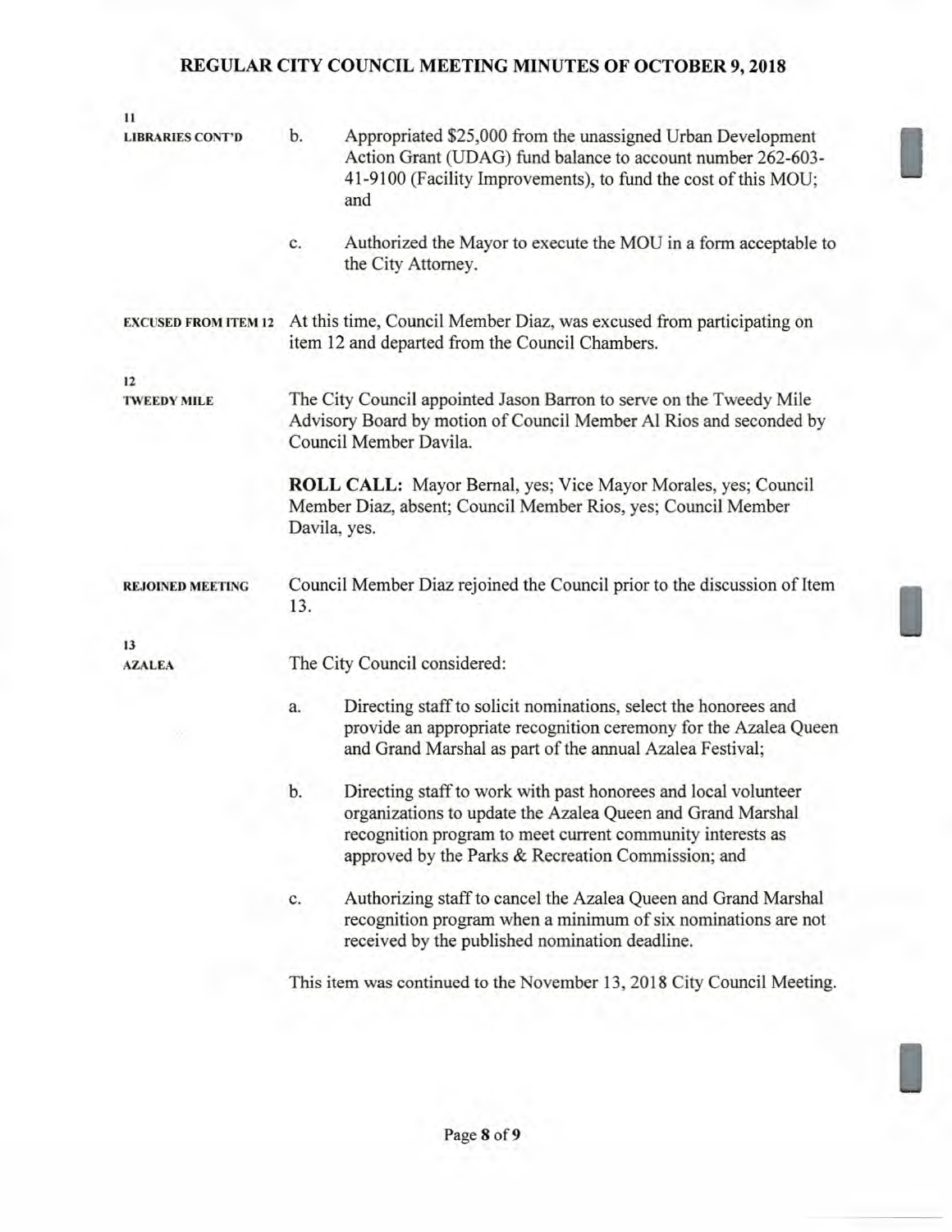**11**
**LIBRARIES CONT'D**

b. Appropriated $25,000 from the unassigned Urban Development Action Grant (UDAG) fund balance to account number 262-603-41-9100 (Facility Improvements), to fund the cost of this MOU; and

c. Authorized the Mayor to execute the MOU in a form acceptable to the City Attorney.

**EXCUSED FROM ITEM 12**

At this time, Council Member Diaz, was excused from participating on item 12 and departed from the Council Chambers.

**12**
**TWEEDY MILE**

The City Council appointed Jason Barron to serve on the Tweedy Mile Advisory Board by motion of Council Member Al Rios and seconded by Council Member Davila.

**ROLL CALL:** Mayor Bernal, yes; Vice Mayor Morales, yes; Council Member Diaz, absent; Council Member Rios, yes; Council Member Davila, yes.

**REJOINED MEETING**

Council Member Diaz rejoined the Council prior to the discussion of Item 13.

**13**
**AZALEA**

The City Council considered:

a. Directing staff to solicit nominations, select the honorees and provide an appropriate recognition ceremony for the Azalea Queen and Grand Marshal as part of the annual Azalea Festival;

b. Directing staff to work with past honorees and local volunteer organizations to update the Azalea Queen and Grand Marshal recognition program to meet current community interests as approved by the Parks & Recreation Commission; and

c. Authorizing staff to cancel the Azalea Queen and Grand Marshal recognition program when a minimum of six nominations are not received by the published nomination deadline.

This item was continued to the November 13, 2018 City Council Meeting.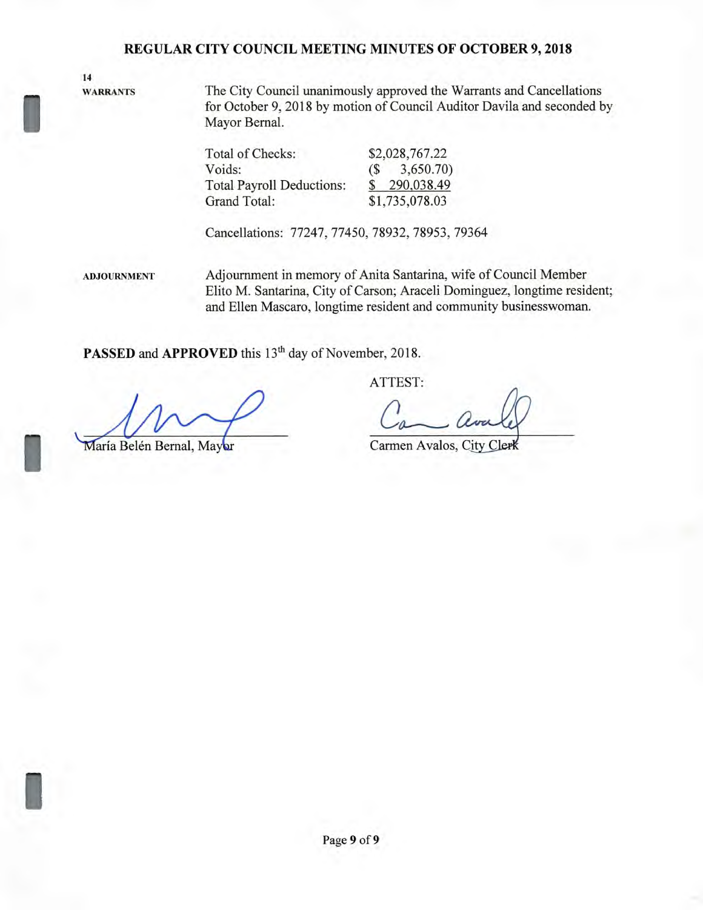14

**WARRANTS**

The City Council unanimously approved the Warrants and Cancellations for October 9, 2018 by motion of Council Auditor Davila and seconded by Mayor Bernal.

| | |
|---|---|
| Total of Checks: | $2,028,767.22 |
| Voids: | ($ 3,650.70) |
| Total Payroll Deductions: | $ 290,038.49 |
| Grand Total: | $1,735,078.03 |

Cancellations: 77247, 77450, 78932, 78953, 79364

**ADJOURNMENT**

Adjournment in memory of Anita Santarina, wife of Council Member Elito M. Santarina, City of Carson; Araceli Dominguez, longtime resident; and Ellen Mascaro, longtime resident and community businesswoman.

**PASSED** and **APPROVED** this 13th day of November, 2018.

María Belén Bernal, Mayor

ATTEST:

Carmen Avalos, City Clerk